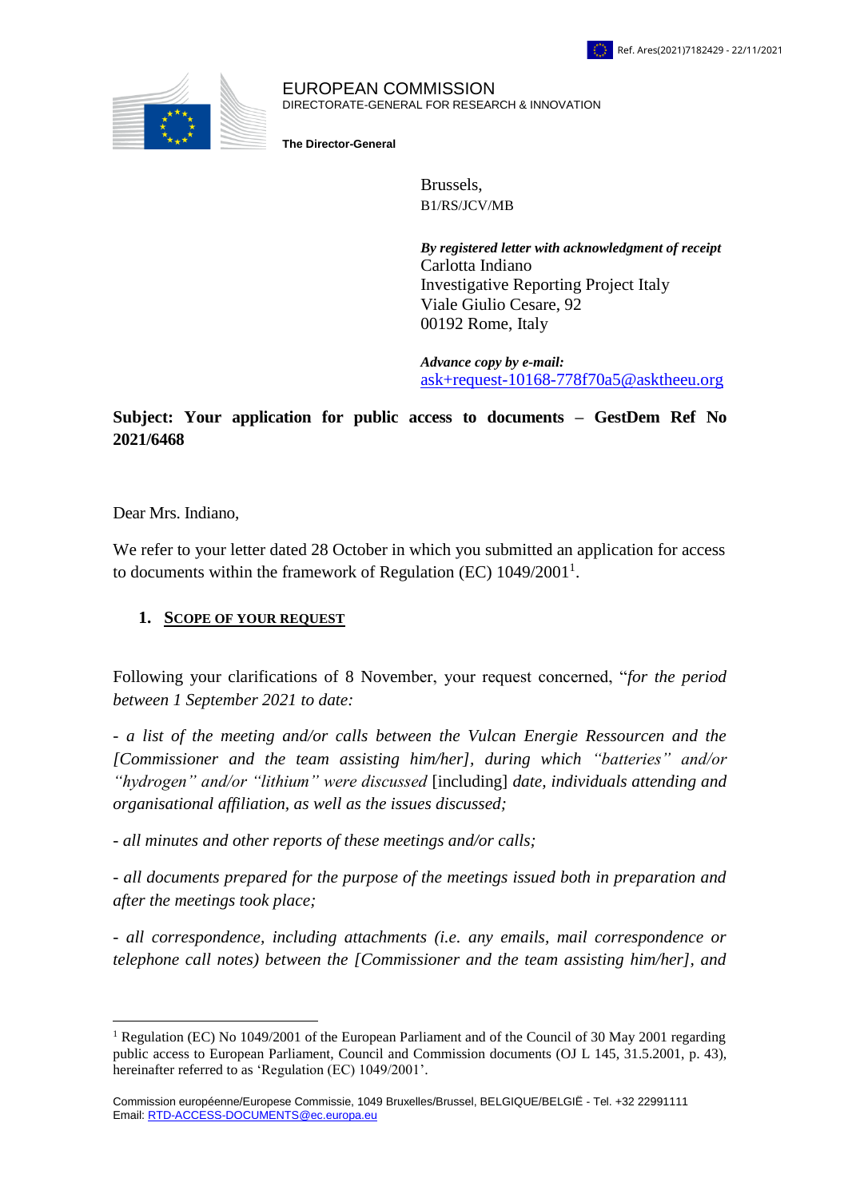Ref. Ares(2021)7182429 - 22/11/2021

EUROPEAN COMMISSION
DIRECTORATE-GENERAL FOR RESEARCH & INNOVATION

**The Director-General**

Brussels,
B1/RS/JCV/MB

***By registered letter with acknowledgment of receipt***
Carlotta Indiano
Investigative Reporting Project Italy
Viale Giulio Cesare, 92
00192 Rome, Italy

***Advance copy by e-mail:***
ask+request-10168-778f70a5@asktheeu.org

**Subject: Your application for public access to documents – GestDem Ref No 2021/6468**

Dear Mrs. Indiano,

We refer to your letter dated 28 October in which you submitted an application for access to documents within the framework of Regulation (EC) 1049/2001[1].

## 1. Scope of your request

Following your clarifications of 8 November, your request concerned, "*for the period between 1 September 2021 to date:*

*- a list of the meeting and/or calls between the Vulcan Energie Ressourcen and the [Commissioner and the team assisting him/her], during which "batteries" and/or "hydrogen" and/or "lithium" were discussed* [including] *date, individuals attending and organisational affiliation, as well as the issues discussed;*

*- all minutes and other reports of these meetings and/or calls;*

*- all documents prepared for the purpose of the meetings issued both in preparation and after the meetings took place;*

*- all correspondence, including attachments (i.e. any emails, mail correspondence or telephone call notes) between the [Commissioner and the team assisting him/her], and*

---

[1] Regulation (EC) No 1049/2001 of the European Parliament and of the Council of 30 May 2001 regarding public access to European Parliament, Council and Commission documents (OJ L 145, 31.5.2001, p. 43), hereinafter referred to as 'Regulation (EC) 1049/2001'.

Commission européenne/Europese Commissie, 1049 Bruxelles/Brussel, BELGIQUE/BELGIË - Tel. +32 22991111
Email: RTD-ACCESS-DOCUMENTS@ec.europa.eu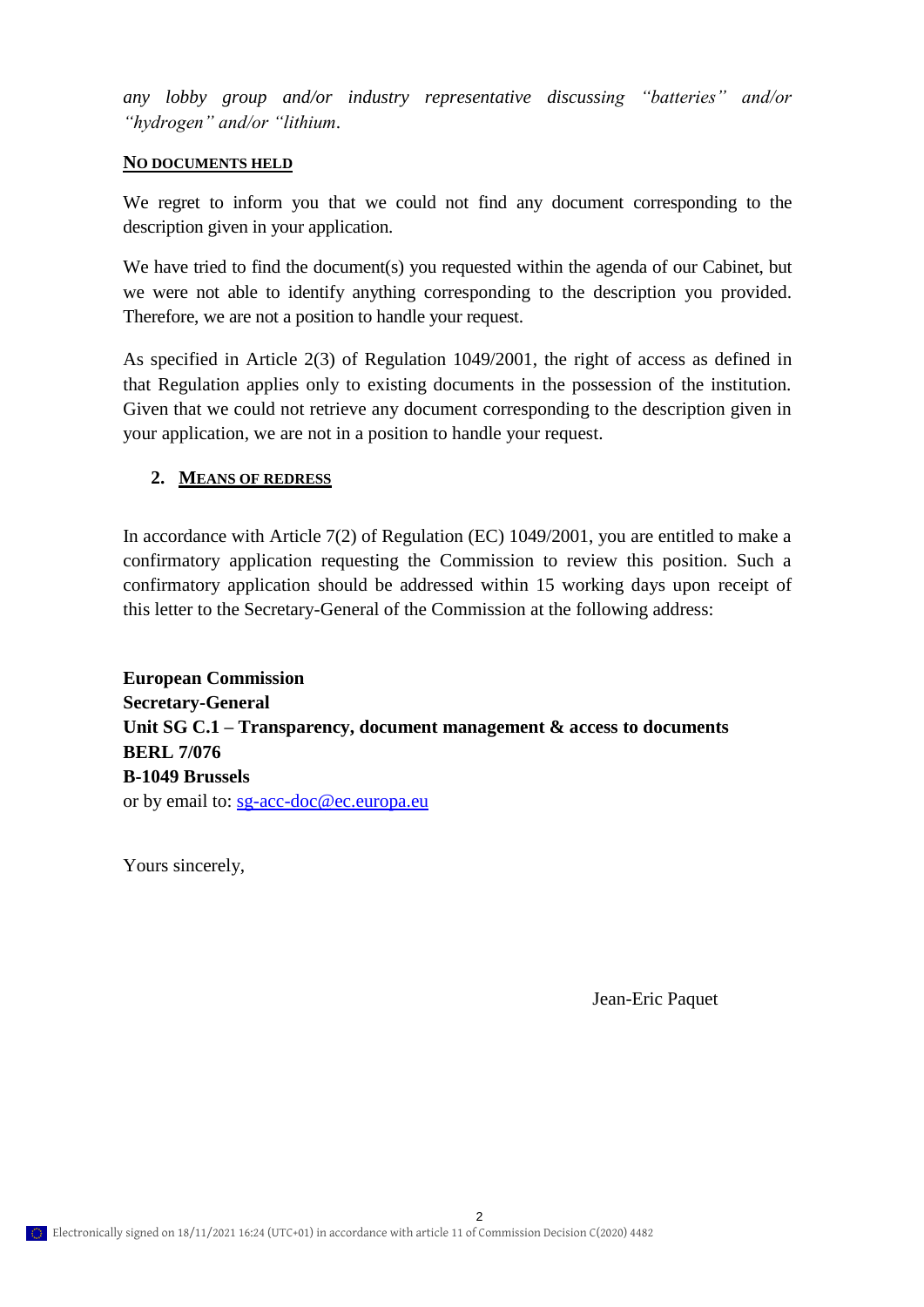*any lobby group and/or industry representative discussing "batteries" and/or "hydrogen" and/or "lithium*.

**NO DOCUMENTS HELD**

We regret to inform you that we could not find any document corresponding to the description given in your application.

We have tried to find the document(s) you requested within the agenda of our Cabinet, but we were not able to identify anything corresponding to the description you provided. Therefore, we are not a position to handle your request.

As specified in Article 2(3) of Regulation 1049/2001, the right of access as defined in that Regulation applies only to existing documents in the possession of the institution. Given that we could not retrieve any document corresponding to the description given in your application, we are not in a position to handle your request.

## 2. MEANS OF REDRESS

In accordance with Article 7(2) of Regulation (EC) 1049/2001, you are entitled to make a confirmatory application requesting the Commission to review this position. Such a confirmatory application should be addressed within 15 working days upon receipt of this letter to the Secretary-General of the Commission at the following address:

**European Commission**
**Secretary-General**
**Unit SG C.1 – Transparency, document management & access to documents**
**BERL 7/076**
**B-1049 Brussels**
or by email to: sg-acc-doc@ec.europa.eu

Yours sincerely,

Jean-Eric Paquet

Electronically signed on 18/11/2021 16:24 (UTC+01) in accordance with article 11 of Commission Decision C(2020) 4482